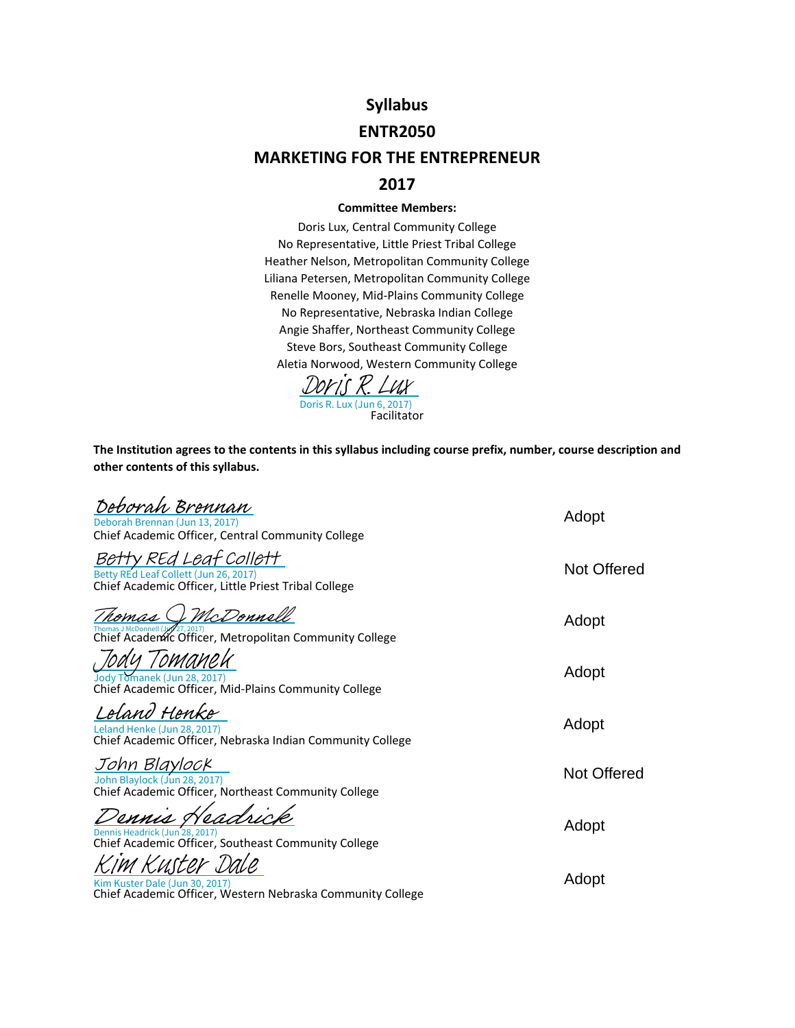# Syllabus

# ENTR2050

# MARKETING FOR THE ENTREPRENEUR

# 2017

**Committee Members:**

Doris Lux, Central Community College
No Representative, Little Priest Tribal College
Heather Nelson, Metropolitan Community College
Liliana Petersen, Metropolitan Community College
Renelle Mooney, Mid-Plains Community College
No Representative, Nebraska Indian College
Angie Shaffer, Northeast Community College
Steve Bors, Southeast Community College
Aletia Norwood, Western Community College

Doris R. Lux
Doris R. Lux (Jun 6, 2017)
Facilitator

**The Institution agrees to the contents in this syllabus including course prefix, number, course description and other contents of this syllabus.**

| Signature | Decision |
|---|---|
| Deborah Brennan<br>Deborah Brennan (Jun 13, 2017)<br>Chief Academic Officer, Central Community College | Adopt |
| Betty REd Leaf Collett<br>Betty REd Leaf Collett (Jun 26, 2017)<br>Chief Academic Officer, Little Priest Tribal College | Not Offered |
| Thomas J McDonnell<br>Thomas J McDonnell (Jun 27, 2017)<br>Chief Academic Officer, Metropolitan Community College | Adopt |
| Jody Tomanek<br>Jody Tomanek (Jun 28, 2017)<br>Chief Academic Officer, Mid-Plains Community College | Adopt |
| Leland Henke<br>Leland Henke (Jun 28, 2017)<br>Chief Academic Officer, Nebraska Indian Community College | Adopt |
| John Blaylock<br>John Blaylock (Jun 28, 2017)<br>Chief Academic Officer, Northeast Community College | Not Offered |
| Dennis Headrick<br>Dennis Headrick (Jun 28, 2017)<br>Chief Academic Officer, Southeast Community College | Adopt |
| Kim Kuster Dale<br>Kim Kuster Dale (Jun 30, 2017)<br>Chief Academic Officer, Western Nebraska Community College | Adopt |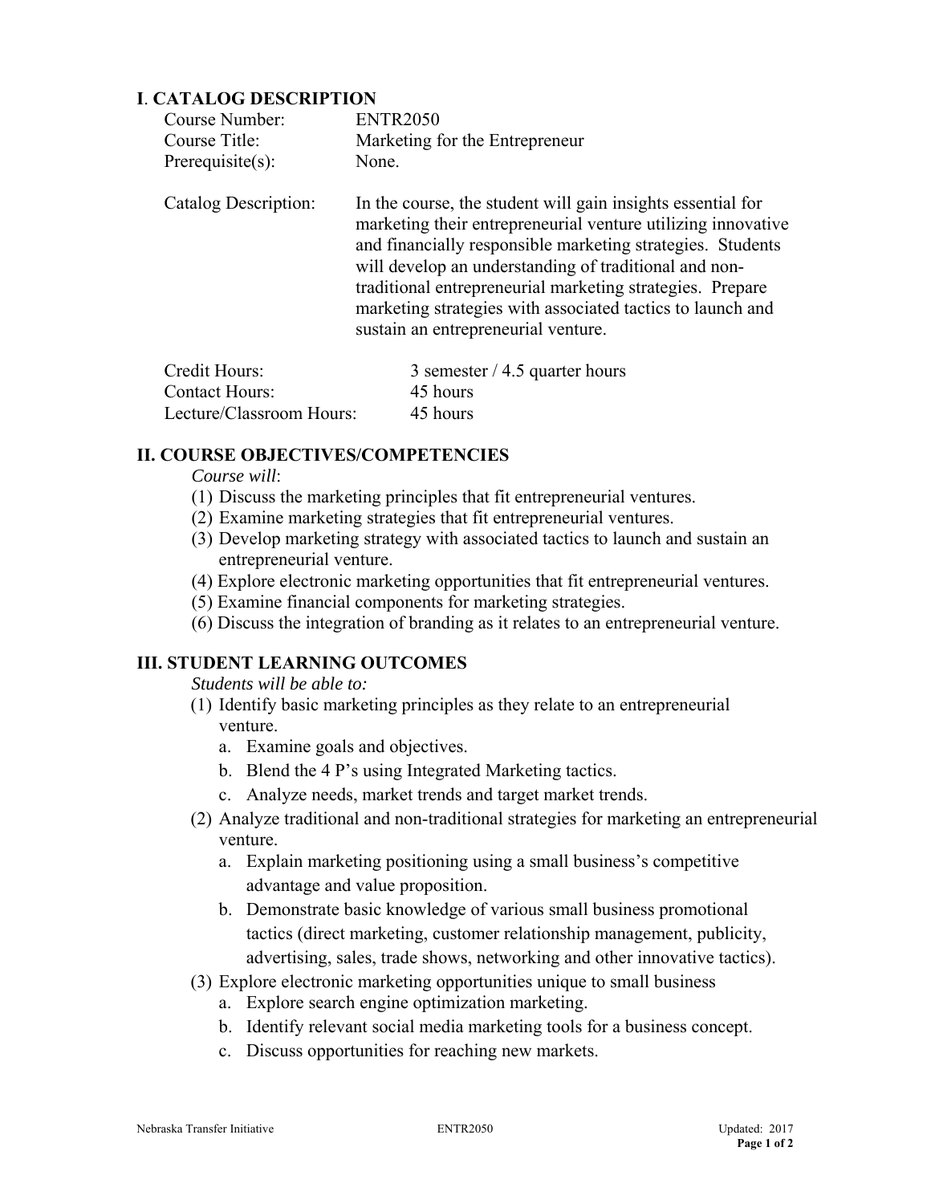## I. CATALOG DESCRIPTION

| | |
|---|---|
| Course Number: | ENTR2050 |
| Course Title: | Marketing for the Entrepreneur |
| Prerequisite(s): | None. |
| Catalog Description: | In the course, the student will gain insights essential for marketing their entrepreneurial venture utilizing innovative and financially responsible marketing strategies. Students will develop an understanding of traditional and non-traditional entrepreneurial marketing strategies. Prepare marketing strategies with associated tactics to launch and sustain an entrepreneurial venture. |

| | |
|---|---|
| Credit Hours: | 3 semester / 4.5 quarter hours |
| Contact Hours: | 45 hours |
| Lecture/Classroom Hours: | 45 hours |

## II. COURSE OBJECTIVES/COMPETENCIES

*Course will*:

(1) Discuss the marketing principles that fit entrepreneurial ventures.
(2) Examine marketing strategies that fit entrepreneurial ventures.
(3) Develop marketing strategy with associated tactics to launch and sustain an entrepreneurial venture.
(4) Explore electronic marketing opportunities that fit entrepreneurial ventures.
(5) Examine financial components for marketing strategies.
(6) Discuss the integration of branding as it relates to an entrepreneurial venture.

## III. STUDENT LEARNING OUTCOMES

*Students will be able to:*

(1) Identify basic marketing principles as they relate to an entrepreneurial venture.
   a. Examine goals and objectives.
   b. Blend the 4 P's using Integrated Marketing tactics.
   c. Analyze needs, market trends and target market trends.

(2) Analyze traditional and non-traditional strategies for marketing an entrepreneurial venture.
   a. Explain marketing positioning using a small business's competitive advantage and value proposition.
   b. Demonstrate basic knowledge of various small business promotional tactics (direct marketing, customer relationship management, publicity, advertising, sales, trade shows, networking and other innovative tactics).

(3) Explore electronic marketing opportunities unique to small business
   a. Explore search engine optimization marketing.
   b. Identify relevant social media marketing tools for a business concept.
   c. Discuss opportunities for reaching new markets.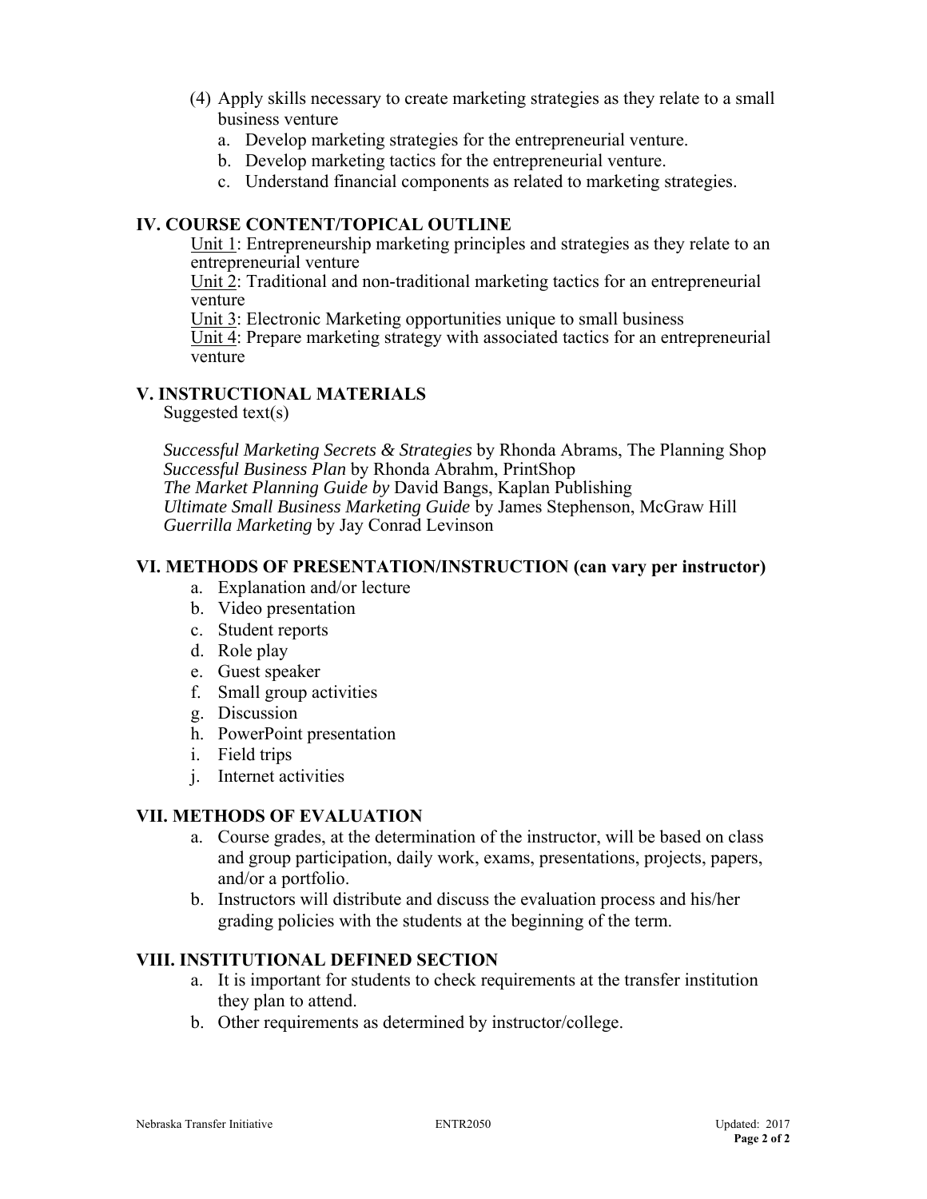(4) Apply skills necessary to create marketing strategies as they relate to a small business venture
   a. Develop marketing strategies for the entrepreneurial venture.
   b. Develop marketing tactics for the entrepreneurial venture.
   c. Understand financial components as related to marketing strategies.

## IV. COURSE CONTENT/TOPICAL OUTLINE

Unit 1: Entrepreneurship marketing principles and strategies as they relate to an entrepreneurial venture
Unit 2: Traditional and non-traditional marketing tactics for an entrepreneurial venture
Unit 3: Electronic Marketing opportunities unique to small business
Unit 4: Prepare marketing strategy with associated tactics for an entrepreneurial venture

## V. INSTRUCTIONAL MATERIALS

Suggested text(s)

*Successful Marketing Secrets & Strategies* by Rhonda Abrams, The Planning Shop
*Successful Business Plan* by Rhonda Abrahm, PrintShop
*The Market Planning Guide by* David Bangs, Kaplan Publishing
*Ultimate Small Business Marketing Guide* by James Stephenson, McGraw Hill
*Guerrilla Marketing* by Jay Conrad Levinson

## VI. METHODS OF PRESENTATION/INSTRUCTION (can vary per instructor)

a. Explanation and/or lecture
b. Video presentation
c. Student reports
d. Role play
e. Guest speaker
f. Small group activities
g. Discussion
h. PowerPoint presentation
i. Field trips
j. Internet activities

## VII. METHODS OF EVALUATION

a. Course grades, at the determination of the instructor, will be based on class and group participation, daily work, exams, presentations, projects, papers, and/or a portfolio.
b. Instructors will distribute and discuss the evaluation process and his/her grading policies with the students at the beginning of the term.

## VIII. INSTITUTIONAL DEFINED SECTION

a. It is important for students to check requirements at the transfer institution they plan to attend.
b. Other requirements as determined by instructor/college.